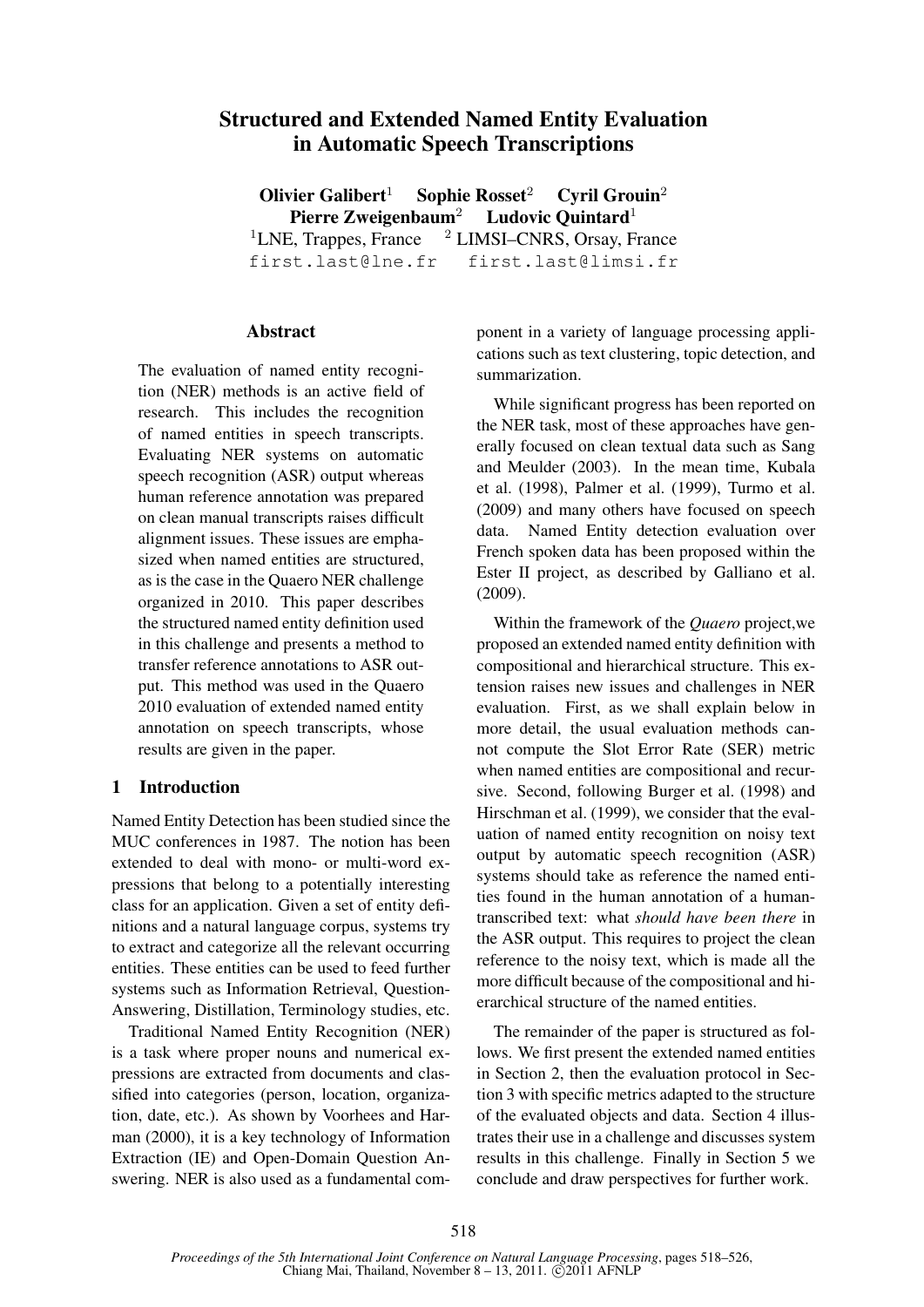# Structured and Extended Named Entity Evaluation in Automatic Speech Transcriptions

**Olivier Galibert**[1] **Sophie Rosset**[2] **Cyril Grouin**[2] **Pierre Zweigenbaum**[2] **Ludovic Quintard**[1]

[1]LNE, Trappes, France [2] LIMSI–CNRS, Orsay, France

first.last@lne.fr first.last@limsi.fr

## Abstract

The evaluation of named entity recognition (NER) methods is an active field of research. This includes the recognition of named entities in speech transcripts. Evaluating NER systems on automatic speech recognition (ASR) output whereas human reference annotation was prepared on clean manual transcripts raises difficult alignment issues. These issues are emphasized when named entities are structured, as is the case in the Quaero NER challenge organized in 2010. This paper describes the structured named entity definition used in this challenge and presents a method to transfer reference annotations to ASR output. This method was used in the Quaero 2010 evaluation of extended named entity annotation on speech transcripts, whose results are given in the paper.

## 1 Introduction

Named Entity Detection has been studied since the MUC conferences in 1987. The notion has been extended to deal with mono- or multi-word expressions that belong to a potentially interesting class for an application. Given a set of entity definitions and a natural language corpus, systems try to extract and categorize all the relevant occurring entities. These entities can be used to feed further systems such as Information Retrieval, Question-Answering, Distillation, Terminology studies, etc.

Traditional Named Entity Recognition (NER) is a task where proper nouns and numerical expressions are extracted from documents and classified into categories (person, location, organization, date, etc.). As shown by Voorhees and Harman (2000), it is a key technology of Information Extraction (IE) and Open-Domain Question Answering. NER is also used as a fundamental component in a variety of language processing applications such as text clustering, topic detection, and summarization.

While significant progress has been reported on the NER task, most of these approaches have generally focused on clean textual data such as Sang and Meulder (2003). In the mean time, Kubala et al. (1998), Palmer et al. (1999), Turmo et al. (2009) and many others have focused on speech data. Named Entity detection evaluation over French spoken data has been proposed within the Ester II project, as described by Galliano et al. (2009).

Within the framework of the *Quaero* project,we proposed an extended named entity definition with compositional and hierarchical structure. This extension raises new issues and challenges in NER evaluation. First, as we shall explain below in more detail, the usual evaluation methods cannot compute the Slot Error Rate (SER) metric when named entities are compositional and recursive. Second, following Burger et al. (1998) and Hirschman et al. (1999), we consider that the evaluation of named entity recognition on noisy text output by automatic speech recognition (ASR) systems should take as reference the named entities found in the human annotation of a human-transcribed text: what *should have been there* in the ASR output. This requires to project the clean reference to the noisy text, which is made all the more difficult because of the compositional and hierarchical structure of the named entities.

The remainder of the paper is structured as follows. We first present the extended named entities in Section 2, then the evaluation protocol in Section 3 with specific metrics adapted to the structure of the evaluated objects and data. Section 4 illustrates their use in a challenge and discusses system results in this challenge. Finally in Section 5 we conclude and draw perspectives for further work.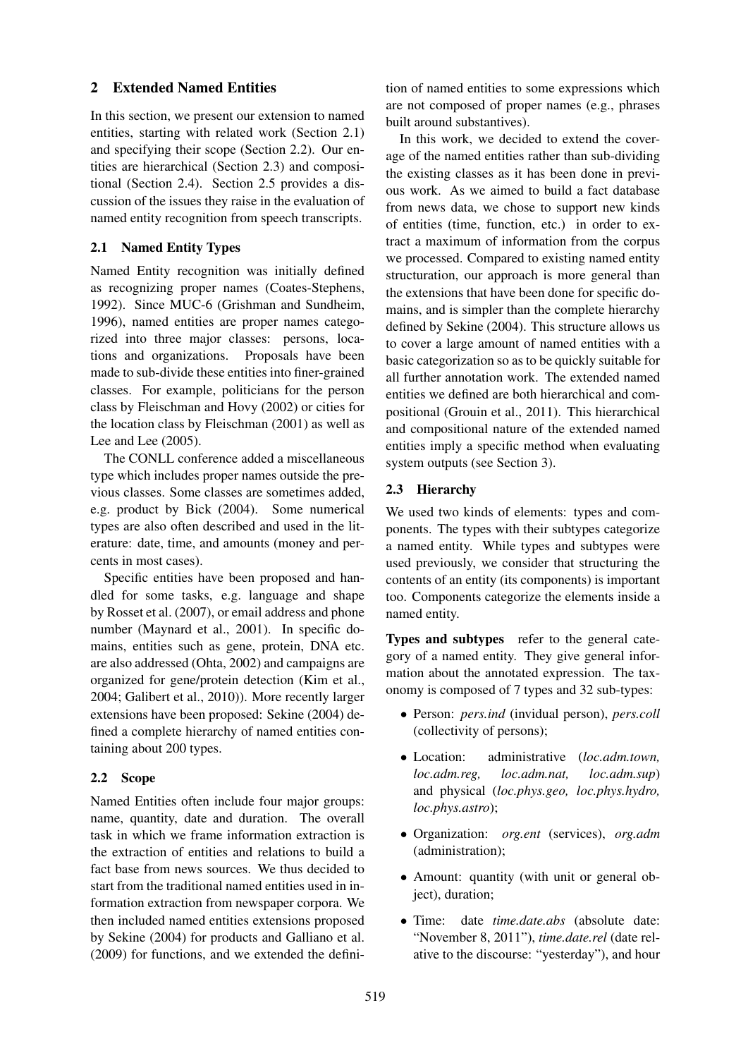## 2 Extended Named Entities

In this section, we present our extension to named entities, starting with related work (Section 2.1) and specifying their scope (Section 2.2). Our entities are hierarchical (Section 2.3) and compositional (Section 2.4). Section 2.5 provides a discussion of the issues they raise in the evaluation of named entity recognition from speech transcripts.

### 2.1 Named Entity Types

Named Entity recognition was initially defined as recognizing proper names (Coates-Stephens, 1992). Since MUC-6 (Grishman and Sundheim, 1996), named entities are proper names categorized into three major classes: persons, locations and organizations. Proposals have been made to sub-divide these entities into finer-grained classes. For example, politicians for the person class by Fleischman and Hovy (2002) or cities for the location class by Fleischman (2001) as well as Lee and Lee (2005).

The CONLL conference added a miscellaneous type which includes proper names outside the previous classes. Some classes are sometimes added, e.g. product by Bick (2004). Some numerical types are also often described and used in the literature: date, time, and amounts (money and percents in most cases).

Specific entities have been proposed and handled for some tasks, e.g. language and shape by Rosset et al. (2007), or email address and phone number (Maynard et al., 2001). In specific domains, entities such as gene, protein, DNA etc. are also addressed (Ohta, 2002) and campaigns are organized for gene/protein detection (Kim et al., 2004; Galibert et al., 2010)). More recently larger extensions have been proposed: Sekine (2004) defined a complete hierarchy of named entities containing about 200 types.

### 2.2 Scope

Named Entities often include four major groups: name, quantity, date and duration. The overall task in which we frame information extraction is the extraction of entities and relations to build a fact base from news sources. We thus decided to start from the traditional named entities used in information extraction from newspaper corpora. We then included named entities extensions proposed by Sekine (2004) for products and Galliano et al. (2009) for functions, and we extended the definition of named entities to some expressions which are not composed of proper names (e.g., phrases built around substantives).

In this work, we decided to extend the coverage of the named entities rather than sub-dividing the existing classes as it has been done in previous work. As we aimed to build a fact database from news data, we chose to support new kinds of entities (time, function, etc.) in order to extract a maximum of information from the corpus we processed. Compared to existing named entity structuration, our approach is more general than the extensions that have been done for specific domains, and is simpler than the complete hierarchy defined by Sekine (2004). This structure allows us to cover a large amount of named entities with a basic categorization so as to be quickly suitable for all further annotation work. The extended named entities we defined are both hierarchical and compositional (Grouin et al., 2011). This hierarchical and compositional nature of the extended named entities imply a specific method when evaluating system outputs (see Section 3).

### 2.3 Hierarchy

We used two kinds of elements: types and components. The types with their subtypes categorize a named entity. While types and subtypes were used previously, we consider that structuring the contents of an entity (its components) is important too. Components categorize the elements inside a named entity.

**Types and subtypes** refer to the general category of a named entity. They give general information about the annotated expression. The taxonomy is composed of 7 types and 32 sub-types:

- Person: *pers.ind* (invidual person), *pers.coll* (collectivity of persons);
- Location: administrative (*loc.adm.town, loc.adm.reg, loc.adm.nat, loc.adm.sup*) and physical (*loc.phys.geo, loc.phys.hydro, loc.phys.astro*);
- Organization: *org.ent* (services), *org.adm* (administration);
- Amount: quantity (with unit or general object), duration;
- Time: date *time.date.abs* (absolute date: "November 8, 2011"), *time.date.rel* (date relative to the discourse: "yesterday"), and hour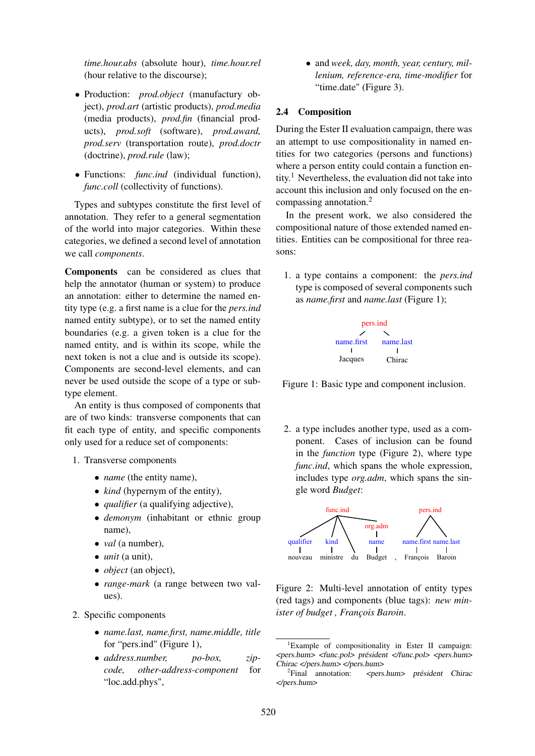*time.hour.abs* (absolute hour), *time.hour.rel* (hour relative to the discourse);

- Production: *prod.object* (manufactury object), *prod.art* (artistic products), *prod.media* (media products), *prod.fin* (financial products), *prod.soft* (software), *prod.award*, *prod.serv* (transportation route), *prod.doctr* (doctrine), *prod.rule* (law);
- Functions: *func.ind* (individual function), *func.coll* (collectivity of functions).

Types and subtypes constitute the first level of annotation. They refer to a general segmentation of the world into major categories. Within these categories, we defined a second level of annotation we call *components*.

**Components** can be considered as clues that help the annotator (human or system) to produce an annotation: either to determine the named entity type (e.g. a first name is a clue for the *pers.ind* named entity subtype), or to set the named entity boundaries (e.g. a given token is a clue for the named entity, and is within its scope, while the next token is not a clue and is outside its scope). Components are second-level elements, and can never be used outside the scope of a type or subtype element.

An entity is thus composed of components that are of two kinds: transverse components that can fit each type of entity, and specific components only used for a reduce set of components:

1. Transverse components
   - *name* (the entity name),
   - *kind* (hypernym of the entity),
   - *qualifier* (a qualifying adjective),
   - *demonym* (inhabitant or ethnic group name),
   - *val* (a number),
   - *unit* (a unit),
   - *object* (an object),
   - *range-mark* (a range between two values).
2. Specific components
   - *name.last, name.first, name.middle, title* for "pers.ind" (Figure 1),
   - *address.number, po-box, zip-code, other-address-component* for "loc.add.phys",
   - and *week, day, month, year, century, millenium, reference-era, time-modifier* for "time.date" (Figure 3).

## 2.4 Composition

During the Ester II evaluation campaign, there was an attempt to use compositionality in named entities for two categories (persons and functions) where a person entity could contain a function entity.[1] Nevertheless, the evaluation did not take into account this inclusion and only focused on the encompassing annotation.[2]

In the present work, we also considered the compositional nature of those extended named entities. Entities can be compositional for three reasons:

1. a type contains a component: the *pers.ind* type is composed of several components such as *name.first* and *name.last* (Figure 1);

```
        pers.ind
        /      \
name.first   name.last
    |            |
 Jacques      Chirac
```

Figure 1: Basic type and component inclusion.

2. a type includes another type, used as a component. Cases of inclusion can be found in the *function* type (Figure 2), where type *func.ind*, which spans the whole expression, includes type *org.adm*, which spans the single word *Budget*:

```
            func.ind                          pers.ind
         /     |     \                        /      \
        /      |      \  org.adm             /        \
qualifier    kind      \    |       name.first    name.last
    |          |        \  name         |              |
 nouveau   ministre  du  Budget ,    François       Baroin
```

Figure 2: Multi-level annotation of entity types (red tags) and components (blue tags): *new minister of budget , François Baroin*.

[1] Example of compositionality in Ester II campaign: *<pers.hum> <func.pol> président </func.pol> <pers.hum> Chirac </pers.hum> </pers.hum>*

[2] Final annotation: *<pers.hum> président Chirac </pers.hum>*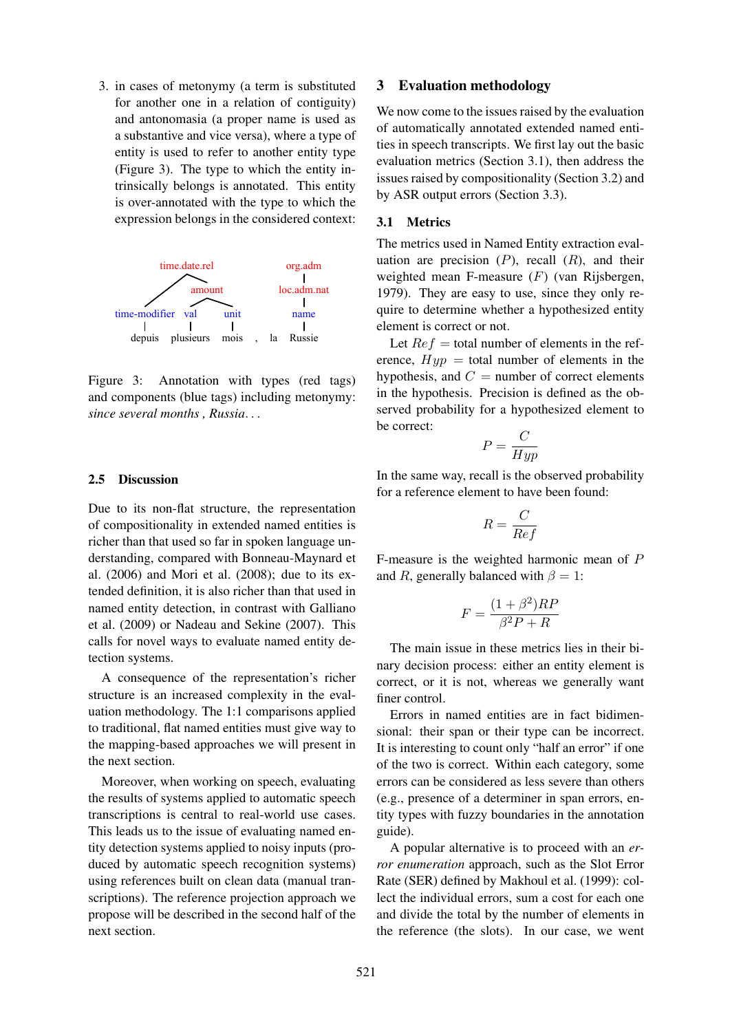3. in cases of metonymy (a term is substituted for another one in a relation of contiguity) and antonomasia (a proper name is used as a substantive and vice versa), where a type of entity is used to refer to another entity type (Figure 3). The type to which the entity intrinsically belongs is annotated. This entity is over-annotated with the type to which the expression belongs in the considered context:

Figure 3: Annotation with types (red tags) and components (blue tags) including metonymy: *since several months , Russia. . .*

## 2.5 Discussion

Due to its non-flat structure, the representation of compositionality in extended named entities is richer than that used so far in spoken language understanding, compared with Bonneau-Maynard et al. (2006) and Mori et al. (2008); due to its extended definition, it is also richer than that used in named entity detection, in contrast with Galliano et al. (2009) or Nadeau and Sekine (2007). This calls for novel ways to evaluate named entity detection systems.

A consequence of the representation's richer structure is an increased complexity in the evaluation methodology. The 1:1 comparisons applied to traditional, flat named entities must give way to the mapping-based approaches we will present in the next section.

Moreover, when working on speech, evaluating the results of systems applied to automatic speech transcriptions is central to real-world use cases. This leads us to the issue of evaluating named entity detection systems applied to noisy inputs (produced by automatic speech recognition systems) using references built on clean data (manual transcriptions). The reference projection approach we propose will be described in the second half of the next section.

# 3 Evaluation methodology

We now come to the issues raised by the evaluation of automatically annotated extended named entities in speech transcripts. We first lay out the basic evaluation metrics (Section 3.1), then address the issues raised by compositionality (Section 3.2) and by ASR output errors (Section 3.3).

## 3.1 Metrics

The metrics used in Named Entity extraction evaluation are precision ($P$), recall ($R$), and their weighted mean F-measure ($F$) (van Rijsbergen, 1979). They are easy to use, since they only require to determine whether a hypothesized entity element is correct or not.

Let $Ref$ = total number of elements in the reference, $Hyp$ = total number of elements in the hypothesis, and $C$ = number of correct elements in the hypothesis. Precision is defined as the observed probability for a hypothesized element to be correct:

$$P = \frac{C}{Hyp}$$

In the same way, recall is the observed probability for a reference element to have been found:

$$R = \frac{C}{Ref}$$

F-measure is the weighted harmonic mean of $P$ and $R$, generally balanced with $\beta = 1$:

$$F = \frac{(1+\beta^2)RP}{\beta^2 P + R}$$

The main issue in these metrics lies in their binary decision process: either an entity element is correct, or it is not, whereas we generally want finer control.

Errors in named entities are in fact bidimensional: their span or their type can be incorrect. It is interesting to count only "half an error" if one of the two is correct. Within each category, some errors can be considered as less severe than others (e.g., presence of a determiner in span errors, entity types with fuzzy boundaries in the annotation guide).

A popular alternative is to proceed with an *error enumeration* approach, such as the Slot Error Rate (SER) defined by Makhoul et al. (1999): collect the individual errors, sum a cost for each one and divide the total by the number of elements in the reference (the slots). In our case, we went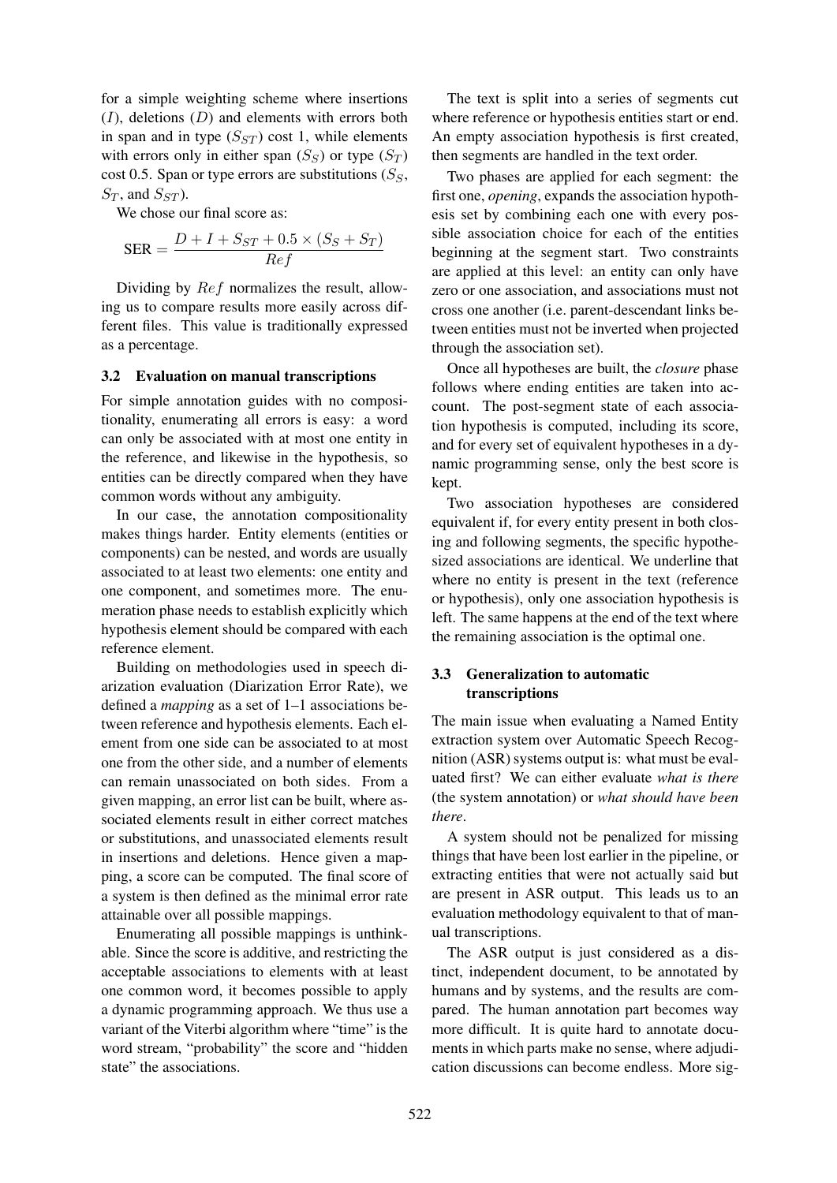for a simple weighting scheme where insertions ($I$), deletions ($D$) and elements with errors both in span and in type ($S_{ST}$) cost 1, while elements with errors only in either span ($S_S$) or type ($S_T$) cost 0.5. Span or type errors are substitutions ($S_S$, $S_T$, and $S_{ST}$).

We chose our final score as:

$$\text{SER} = \frac{D + I + S_{ST} + 0.5 \times (S_S + S_T)}{Ref}$$

Dividing by $Ref$ normalizes the result, allowing us to compare results more easily across different files. This value is traditionally expressed as a percentage.

### 3.2 Evaluation on manual transcriptions

For simple annotation guides with no compositionality, enumerating all errors is easy: a word can only be associated with at most one entity in the reference, and likewise in the hypothesis, so entities can be directly compared when they have common words without any ambiguity.

In our case, the annotation compositionality makes things harder. Entity elements (entities or components) can be nested, and words are usually associated to at least two elements: one entity and one component, and sometimes more. The enumeration phase needs to establish explicitly which hypothesis element should be compared with each reference element.

Building on methodologies used in speech diarization evaluation (Diarization Error Rate), we defined a *mapping* as a set of 1–1 associations between reference and hypothesis elements. Each element from one side can be associated to at most one from the other side, and a number of elements can remain unassociated on both sides. From a given mapping, an error list can be built, where associated elements result in either correct matches or substitutions, and unassociated elements result in insertions and deletions. Hence given a mapping, a score can be computed. The final score of a system is then defined as the minimal error rate attainable over all possible mappings.

Enumerating all possible mappings is unthinkable. Since the score is additive, and restricting the acceptable associations to elements with at least one common word, it becomes possible to apply a dynamic programming approach. We thus use a variant of the Viterbi algorithm where "time" is the word stream, "probability" the score and "hidden state" the associations.

The text is split into a series of segments cut where reference or hypothesis entities start or end. An empty association hypothesis is first created, then segments are handled in the text order.

Two phases are applied for each segment: the first one, *opening*, expands the association hypothesis set by combining each one with every possible association choice for each of the entities beginning at the segment start. Two constraints are applied at this level: an entity can only have zero or one association, and associations must not cross one another (i.e. parent-descendant links between entities must not be inverted when projected through the association set).

Once all hypotheses are built, the *closure* phase follows where ending entities are taken into account. The post-segment state of each association hypothesis is computed, including its score, and for every set of equivalent hypotheses in a dynamic programming sense, only the best score is kept.

Two association hypotheses are considered equivalent if, for every entity present in both closing and following segments, the specific hypothesized associations are identical. We underline that where no entity is present in the text (reference or hypothesis), only one association hypothesis is left. The same happens at the end of the text where the remaining association is the optimal one.

### 3.3 Generalization to automatic transcriptions

The main issue when evaluating a Named Entity extraction system over Automatic Speech Recognition (ASR) systems output is: what must be evaluated first? We can either evaluate *what is there* (the system annotation) or *what should have been there*.

A system should not be penalized for missing things that have been lost earlier in the pipeline, or extracting entities that were not actually said but are present in ASR output. This leads us to an evaluation methodology equivalent to that of manual transcriptions.

The ASR output is just considered as a distinct, independent document, to be annotated by humans and by systems, and the results are compared. The human annotation part becomes way more difficult. It is quite hard to annotate documents in which parts make no sense, where adjudication discussions can become endless. More sig-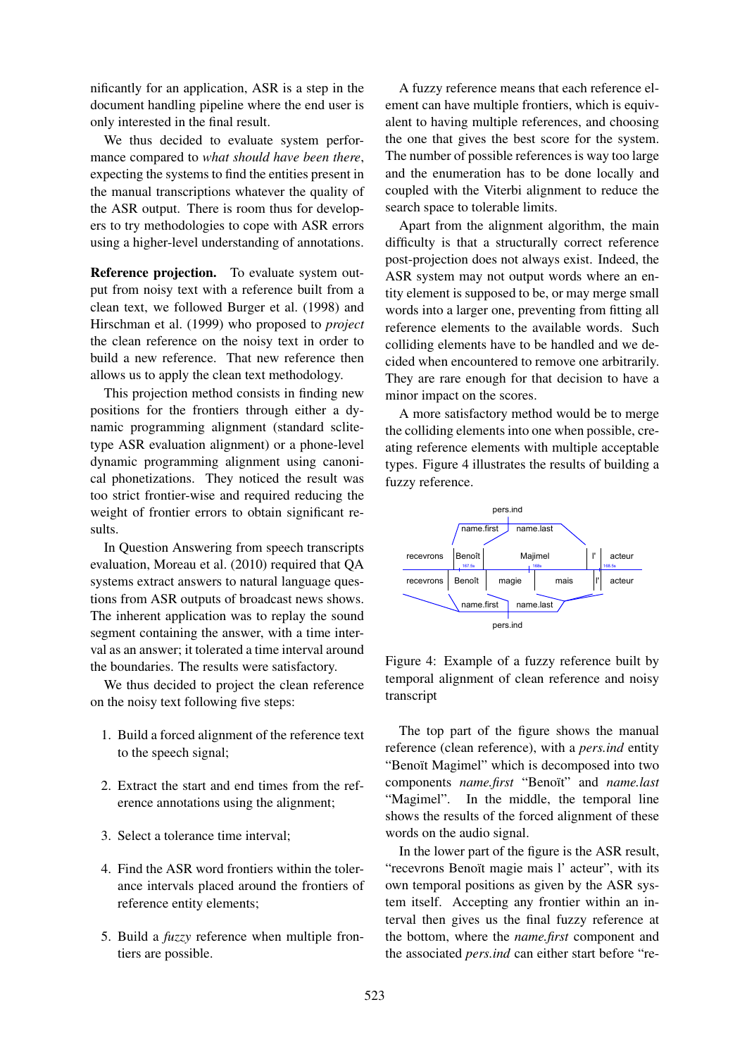nificantly for an application, ASR is a step in the document handling pipeline where the end user is only interested in the final result.

We thus decided to evaluate system performance compared to *what should have been there*, expecting the systems to find the entities present in the manual transcriptions whatever the quality of the ASR output. There is room thus for developers to try methodologies to cope with ASR errors using a higher-level understanding of annotations.

**Reference projection.** To evaluate system output from noisy text with a reference built from a clean text, we followed Burger et al. (1998) and Hirschman et al. (1999) who proposed to *project* the clean reference on the noisy text in order to build a new reference. That new reference then allows us to apply the clean text methodology.

This projection method consists in finding new positions for the frontiers through either a dynamic programming alignment (standard sclite-type ASR evaluation alignment) or a phone-level dynamic programming alignment using canonical phonetizations. They noticed the result was too strict frontier-wise and required reducing the weight of frontier errors to obtain significant results.

In Question Answering from speech transcripts evaluation, Moreau et al. (2010) required that QA systems extract answers to natural language questions from ASR outputs of broadcast news shows. The inherent application was to replay the sound segment containing the answer, with a time interval as an answer; it tolerated a time interval around the boundaries. The results were satisfactory.

We thus decided to project the clean reference on the noisy text following five steps:

1. Build a forced alignment of the reference text to the speech signal;
2. Extract the start and end times from the reference annotations using the alignment;
3. Select a tolerance time interval;
4. Find the ASR word frontiers within the tolerance intervals placed around the frontiers of reference entity elements;
5. Build a *fuzzy* reference when multiple frontiers are possible.

A fuzzy reference means that each reference element can have multiple frontiers, which is equivalent to having multiple references, and choosing the one that gives the best score for the system. The number of possible references is way too large and the enumeration has to be done locally and coupled with the Viterbi alignment to reduce the search space to tolerable limits.

Apart from the alignment algorithm, the main difficulty is that a structurally correct reference post-projection does not always exist. Indeed, the ASR system may not output words where an entity element is supposed to be, or may merge small words into a larger one, preventing from fitting all reference elements to the available words. Such colliding elements have to be handled and we decided when encountered to remove one arbitrarily. They are rare enough for that decision to have a minor impact on the scores.

A more satisfactory method would be to merge the colliding elements into one when possible, creating reference elements with multiple acceptable types. Figure 4 illustrates the results of building a fuzzy reference.

Figure 4: Example of a fuzzy reference built by temporal alignment of clean reference and noisy transcript

The top part of the figure shows the manual reference (clean reference), with a *pers.ind* entity "Benoît Magimel" which is decomposed into two components *name.first* "Benoît" and *name.last* "Magimel". In the middle, the temporal line shows the results of the forced alignment of these words on the audio signal.

In the lower part of the figure is the ASR result, "recevrons Benoît magie mais l' acteur", with its own temporal positions as given by the ASR system itself. Accepting any frontier within an interval then gives us the final fuzzy reference at the bottom, where the *name.first* component and the associated *pers.ind* can either start before "re-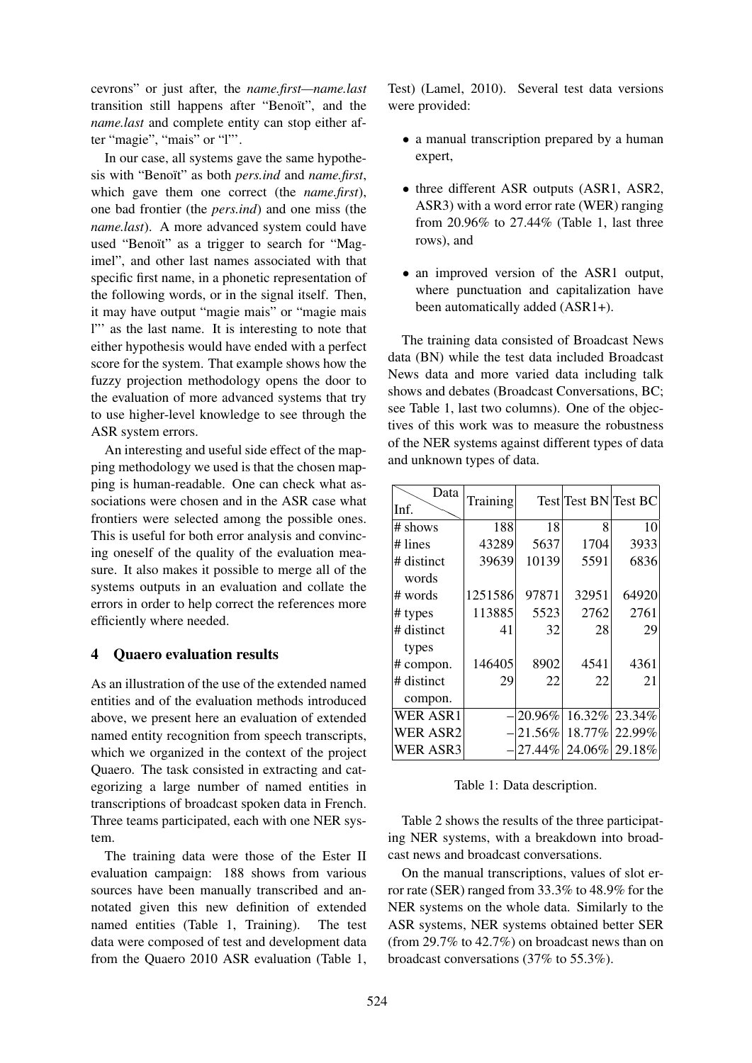cevrons" or just after, the *name.first—name.last* transition still happens after "Benoît", and the *name.last* and complete entity can stop either after "magie", "mais" or "l'".

In our case, all systems gave the same hypothesis with "Benoît" as both *pers.ind* and *name.first*, which gave them one correct (the *name.first*), one bad frontier (the *pers.ind*) and one miss (the *name.last*). A more advanced system could have used "Benoît" as a trigger to search for "Magimel", and other last names associated with that specific first name, in a phonetic representation of the following words, or in the signal itself. Then, it may have output "magie mais" or "magie mais l'" as the last name. It is interesting to note that either hypothesis would have ended with a perfect score for the system. That example shows how the fuzzy projection methodology opens the door to the evaluation of more advanced systems that try to use higher-level knowledge to see through the ASR system errors.

An interesting and useful side effect of the mapping methodology we used is that the chosen mapping is human-readable. One can check what associations were chosen and in the ASR case what frontiers were selected among the possible ones. This is useful for both error analysis and convincing oneself of the quality of the evaluation measure. It also makes it possible to merge all of the systems outputs in an evaluation and collate the errors in order to help correct the references more efficiently where needed.

## 4 Quaero evaluation results

As an illustration of the use of the extended named entities and of the evaluation methods introduced above, we present here an evaluation of extended named entity recognition from speech transcripts, which we organized in the context of the project Quaero. The task consisted in extracting and categorizing a large number of named entities in transcriptions of broadcast spoken data in French. Three teams participated, each with one NER system.

The training data were those of the Ester II evaluation campaign: 188 shows from various sources have been manually transcribed and annotated given this new definition of extended named entities (Table 1, Training). The test data were composed of test and development data from the Quaero 2010 ASR evaluation (Table 1, Test) (Lamel, 2010). Several test data versions were provided:

- a manual transcription prepared by a human expert,
- three different ASR outputs (ASR1, ASR2, ASR3) with a word error rate (WER) ranging from 20.96% to 27.44% (Table 1, last three rows), and
- an improved version of the ASR1 output, where punctuation and capitalization have been automatically added (ASR1+).

The training data consisted of Broadcast News data (BN) while the test data included Broadcast News data and more varied data including talk shows and debates (Broadcast Conversations, BC; see Table 1, last two columns). One of the objectives of this work was to measure the robustness of the NER systems against different types of data and unknown types of data.

| Inf. \ Data | Training | Test | Test BN | Test BC |
|---|---|---|---|---|
| # shows | 188 | 18 | 8 | 10 |
| # lines | 43289 | 5637 | 1704 | 3933 |
| # distinct words | 39639 | 10139 | 5591 | 6836 |
| # words | 1251586 | 97871 | 32951 | 64920 |
| # types | 113885 | 5523 | 2762 | 2761 |
| # distinct types | 41 | 32 | 28 | 29 |
| # compon. | 146405 | 8902 | 4541 | 4361 |
| # distinct compon. | 29 | 22 | 22 | 21 |
| WER ASR1 | – | 20.96% | 16.32% | 23.34% |
| WER ASR2 | – | 21.56% | 18.77% | 22.99% |
| WER ASR3 | – | 27.44% | 24.06% | 29.18% |

Table 1: Data description.

Table 2 shows the results of the three participating NER systems, with a breakdown into broadcast news and broadcast conversations.

On the manual transcriptions, values of slot error rate (SER) ranged from 33.3% to 48.9% for the NER systems on the whole data. Similarly to the ASR systems, NER systems obtained better SER (from 29.7% to 42.7%) on broadcast news than on broadcast conversations (37% to 55.3%).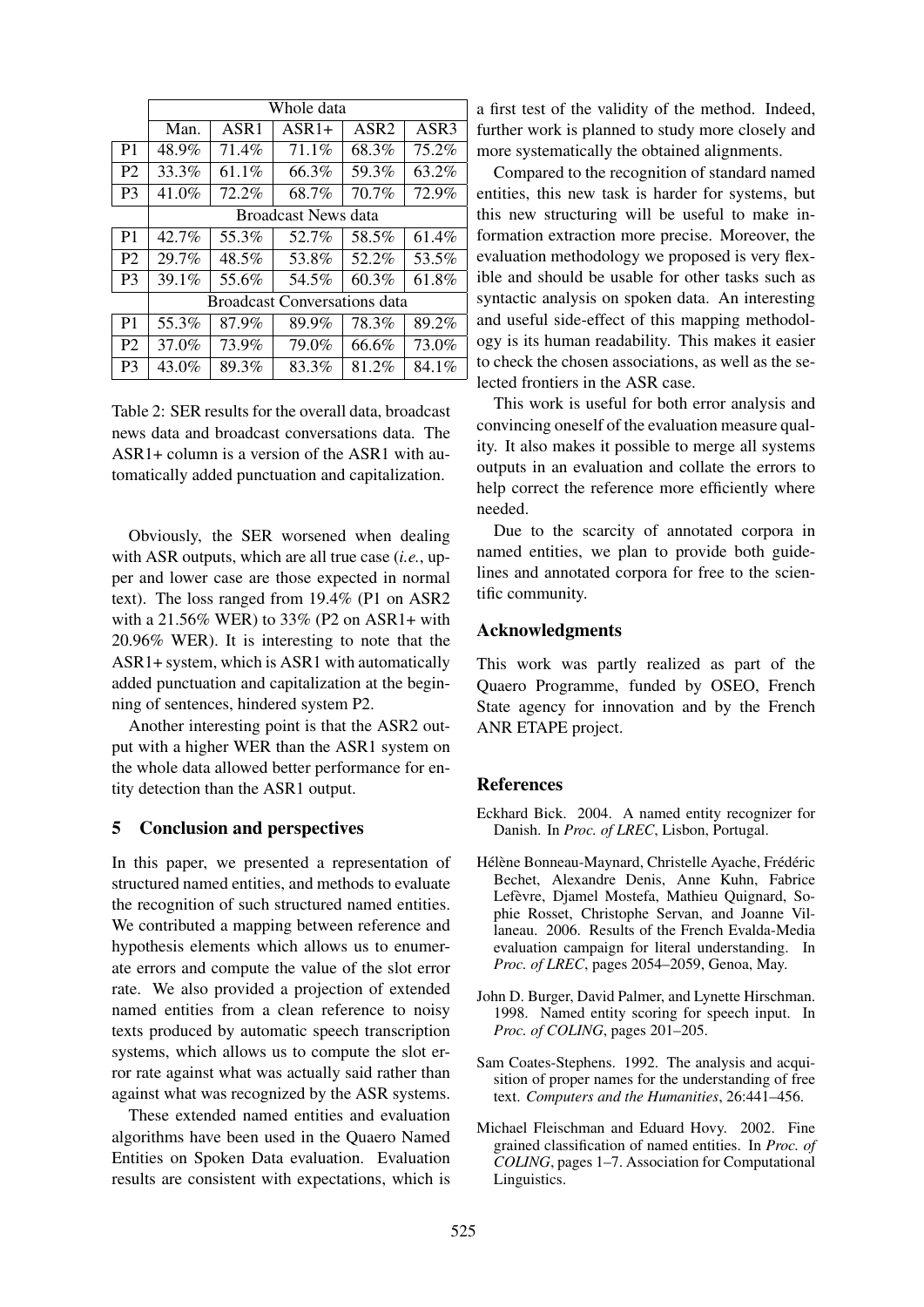| | Whole data | | | | |
|---|---|---|---|---|---|
| | Man. | ASR1 | ASR1+ | ASR2 | ASR3 |
| P1 | 48.9% | 71.4% | 71.1% | 68.3% | 75.2% |
| P2 | 33.3% | 61.1% | 66.3% | 59.3% | 63.2% |
| P3 | 41.0% | 72.2% | 68.7% | 70.7% | 72.9% |
| | Broadcast News data | | | | |
| P1 | 42.7% | 55.3% | 52.7% | 58.5% | 61.4% |
| P2 | 29.7% | 48.5% | 53.8% | 52.2% | 53.5% |
| P3 | 39.1% | 55.6% | 54.5% | 60.3% | 61.8% |
| | Broadcast Conversations data | | | | |
| P1 | 55.3% | 87.9% | 89.9% | 78.3% | 89.2% |
| P2 | 37.0% | 73.9% | 79.0% | 66.6% | 73.0% |
| P3 | 43.0% | 89.3% | 83.3% | 81.2% | 84.1% |

Table 2: SER results for the overall data, broadcast news data and broadcast conversations data. The ASR1+ column is a version of the ASR1 with automatically added punctuation and capitalization.

Obviously, the SER worsened when dealing with ASR outputs, which are all true case (*i.e.*, upper and lower case are those expected in normal text). The loss ranged from 19.4% (P1 on ASR2 with a 21.56% WER) to 33% (P2 on ASR1+ with 20.96% WER). It is interesting to note that the ASR1+ system, which is ASR1 with automatically added punctuation and capitalization at the beginning of sentences, hindered system P2.

Another interesting point is that the ASR2 output with a higher WER than the ASR1 system on the whole data allowed better performance for entity detection than the ASR1 output.

## 5 Conclusion and perspectives

In this paper, we presented a representation of structured named entities, and methods to evaluate the recognition of such structured named entities. We contributed a mapping between reference and hypothesis elements which allows us to enumerate errors and compute the value of the slot error rate. We also provided a projection of extended named entities from a clean reference to noisy texts produced by automatic speech transcription systems, which allows us to compute the slot error rate against what was actually said rather than against what was recognized by the ASR systems.

These extended named entities and evaluation algorithms have been used in the Quaero Named Entities on Spoken Data evaluation. Evaluation results are consistent with expectations, which is a first test of the validity of the method. Indeed, further work is planned to study more closely and more systematically the obtained alignments.

Compared to the recognition of standard named entities, this new task is harder for systems, but this new structuring will be useful to make information extraction more precise. Moreover, the evaluation methodology we proposed is very flexible and should be usable for other tasks such as syntactic analysis on spoken data. An interesting and useful side-effect of this mapping methodology is its human readability. This makes it easier to check the chosen associations, as well as the selected frontiers in the ASR case.

This work is useful for both error analysis and convincing oneself of the evaluation measure quality. It also makes it possible to merge all systems outputs in an evaluation and collate the errors to help correct the reference more efficiently where needed.

Due to the scarcity of annotated corpora in named entities, we plan to provide both guidelines and annotated corpora for free to the scientific community.

## Acknowledgments

This work was partly realized as part of the Quaero Programme, funded by OSEO, French State agency for innovation and by the French ANR ETAPE project.

## References

Eckhard Bick. 2004. A named entity recognizer for Danish. In *Proc. of LREC*, Lisbon, Portugal.

Hélène Bonneau-Maynard, Christelle Ayache, Frédéric Bechet, Alexandre Denis, Anne Kuhn, Fabrice Lefèvre, Djamel Mostefa, Mathieu Quignard, Sophie Rosset, Christophe Servan, and Joanne Villaneau. 2006. Results of the French Evalda-Media evaluation campaign for literal understanding. In *Proc. of LREC*, pages 2054–2059, Genoa, May.

John D. Burger, David Palmer, and Lynette Hirschman. 1998. Named entity scoring for speech input. In *Proc. of COLING*, pages 201–205.

Sam Coates-Stephens. 1992. The analysis and acquisition of proper names for the understanding of free text. *Computers and the Humanities*, 26:441–456.

Michael Fleischman and Eduard Hovy. 2002. Fine grained classification of named entities. In *Proc. of COLING*, pages 1–7. Association for Computational Linguistics.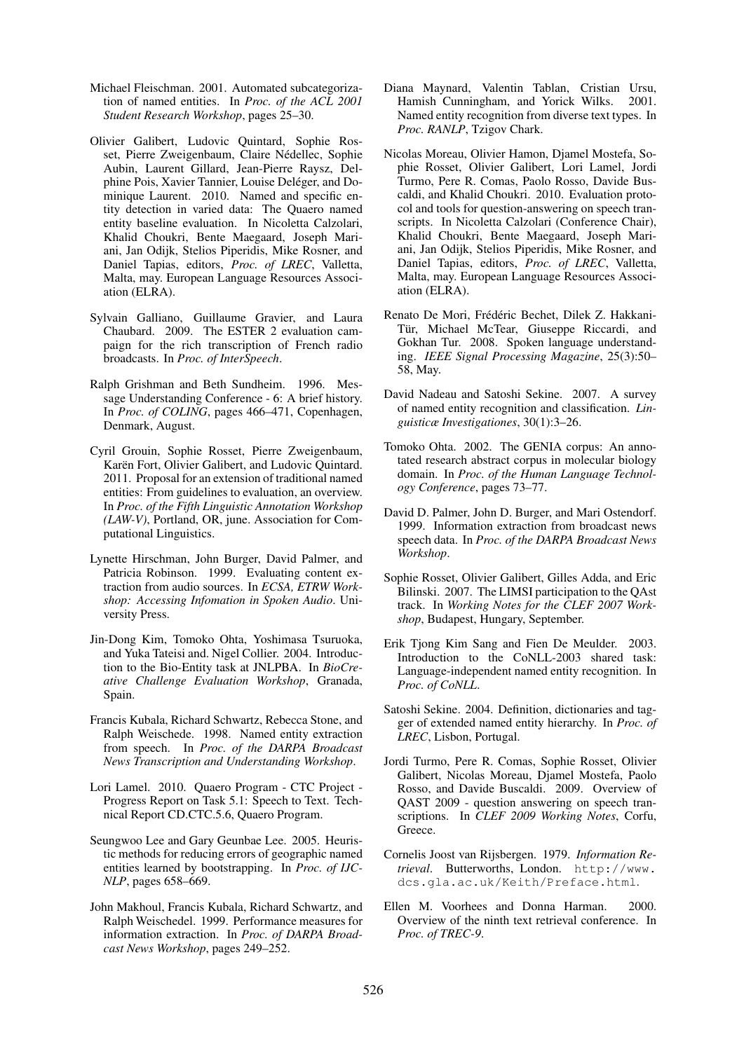Michael Fleischman. 2001. Automated subcategorization of named entities. In *Proc. of the ACL 2001 Student Research Workshop*, pages 25–30.

Olivier Galibert, Ludovic Quintard, Sophie Rosset, Pierre Zweigenbaum, Claire Nédellec, Sophie Aubin, Laurent Gillard, Jean-Pierre Raysz, Delphine Pois, Xavier Tannier, Louise Deléger, and Dominique Laurent. 2010. Named and specific entity detection in varied data: The Quaero named entity baseline evaluation. In Nicoletta Calzolari, Khalid Choukri, Bente Maegaard, Joseph Mariani, Jan Odijk, Stelios Piperidis, Mike Rosner, and Daniel Tapias, editors, *Proc. of LREC*, Valletta, Malta, may. European Language Resources Association (ELRA).

Sylvain Galliano, Guillaume Gravier, and Laura Chaubard. 2009. The ESTER 2 evaluation campaign for the rich transcription of French radio broadcasts. In *Proc. of InterSpeech*.

Ralph Grishman and Beth Sundheim. 1996. Message Understanding Conference - 6: A brief history. In *Proc. of COLING*, pages 466–471, Copenhagen, Denmark, August.

Cyril Grouin, Sophie Rosset, Pierre Zweigenbaum, Karën Fort, Olivier Galibert, and Ludovic Quintard. 2011. Proposal for an extension of traditional named entities: From guidelines to evaluation, an overview. In *Proc. of the Fifth Linguistic Annotation Workshop (LAW-V)*, Portland, OR, june. Association for Computational Linguistics.

Lynette Hirschman, John Burger, David Palmer, and Patricia Robinson. 1999. Evaluating content extraction from audio sources. In *ECSA, ETRW Workshop: Accessing Infomation in Spoken Audio*. University Press.

Jin-Dong Kim, Tomoko Ohta, Yoshimasa Tsuruoka, and Yuka Tateisi and. Nigel Collier. 2004. Introduction to the Bio-Entity task at JNLPBA. In *BioCreative Challenge Evaluation Workshop*, Granada, Spain.

Francis Kubala, Richard Schwartz, Rebecca Stone, and Ralph Weischede. 1998. Named entity extraction from speech. In *Proc. of the DARPA Broadcast News Transcription and Understanding Workshop*.

Lori Lamel. 2010. Quaero Program - CTC Project - Progress Report on Task 5.1: Speech to Text. Technical Report CD.CTC.5.6, Quaero Program.

Seungwoo Lee and Gary Geunbae Lee. 2005. Heuristic methods for reducing errors of geographic named entities learned by bootstrapping. In *Proc. of IJCNLP*, pages 658–669.

John Makhoul, Francis Kubala, Richard Schwartz, and Ralph Weischedel. 1999. Performance measures for information extraction. In *Proc. of DARPA Broadcast News Workshop*, pages 249–252.

Diana Maynard, Valentin Tablan, Cristian Ursu, Hamish Cunningham, and Yorick Wilks. 2001. Named entity recognition from diverse text types. In *Proc. RANLP*, Tzigov Chark.

Nicolas Moreau, Olivier Hamon, Djamel Mostefa, Sophie Rosset, Olivier Galibert, Lori Lamel, Jordi Turmo, Pere R. Comas, Paolo Rosso, Davide Buscaldi, and Khalid Choukri. 2010. Evaluation protocol and tools for question-answering on speech transcripts. In Nicoletta Calzolari (Conference Chair), Khalid Choukri, Bente Maegaard, Joseph Mariani, Jan Odijk, Stelios Piperidis, Mike Rosner, and Daniel Tapias, editors, *Proc. of LREC*, Valletta, Malta, may. European Language Resources Association (ELRA).

Renato De Mori, Frédéric Bechet, Dilek Z. Hakkani-Tür, Michael McTear, Giuseppe Riccardi, and Gokhan Tur. 2008. Spoken language understanding. *IEEE Signal Processing Magazine*, 25(3):50–58, May.

David Nadeau and Satoshi Sekine. 2007. A survey of named entity recognition and classification. *Linguisticæ Investigationes*, 30(1):3–26.

Tomoko Ohta. 2002. The GENIA corpus: An annotated research abstract corpus in molecular biology domain. In *Proc. of the Human Language Technology Conference*, pages 73–77.

David D. Palmer, John D. Burger, and Mari Ostendorf. 1999. Information extraction from broadcast news speech data. In *Proc. of the DARPA Broadcast News Workshop*.

Sophie Rosset, Olivier Galibert, Gilles Adda, and Eric Bilinski. 2007. The LIMSI participation to the QAst track. In *Working Notes for the CLEF 2007 Workshop*, Budapest, Hungary, September.

Erik Tjong Kim Sang and Fien De Meulder. 2003. Introduction to the CoNLL-2003 shared task: Language-independent named entity recognition. In *Proc. of CoNLL*.

Satoshi Sekine. 2004. Definition, dictionaries and tagger of extended named entity hierarchy. In *Proc. of LREC*, Lisbon, Portugal.

Jordi Turmo, Pere R. Comas, Sophie Rosset, Olivier Galibert, Nicolas Moreau, Djamel Mostefa, Paolo Rosso, and Davide Buscaldi. 2009. Overview of QAST 2009 - question answering on speech transcriptions. In *CLEF 2009 Working Notes*, Corfu, Greece.

Cornelis Joost van Rijsbergen. 1979. *Information Retrieval*. Butterworths, London. `http://www.dcs.gla.ac.uk/Keith/Preface.html`.

Ellen M. Voorhees and Donna Harman. 2000. Overview of the ninth text retrieval conference. In *Proc. of TREC-9*.